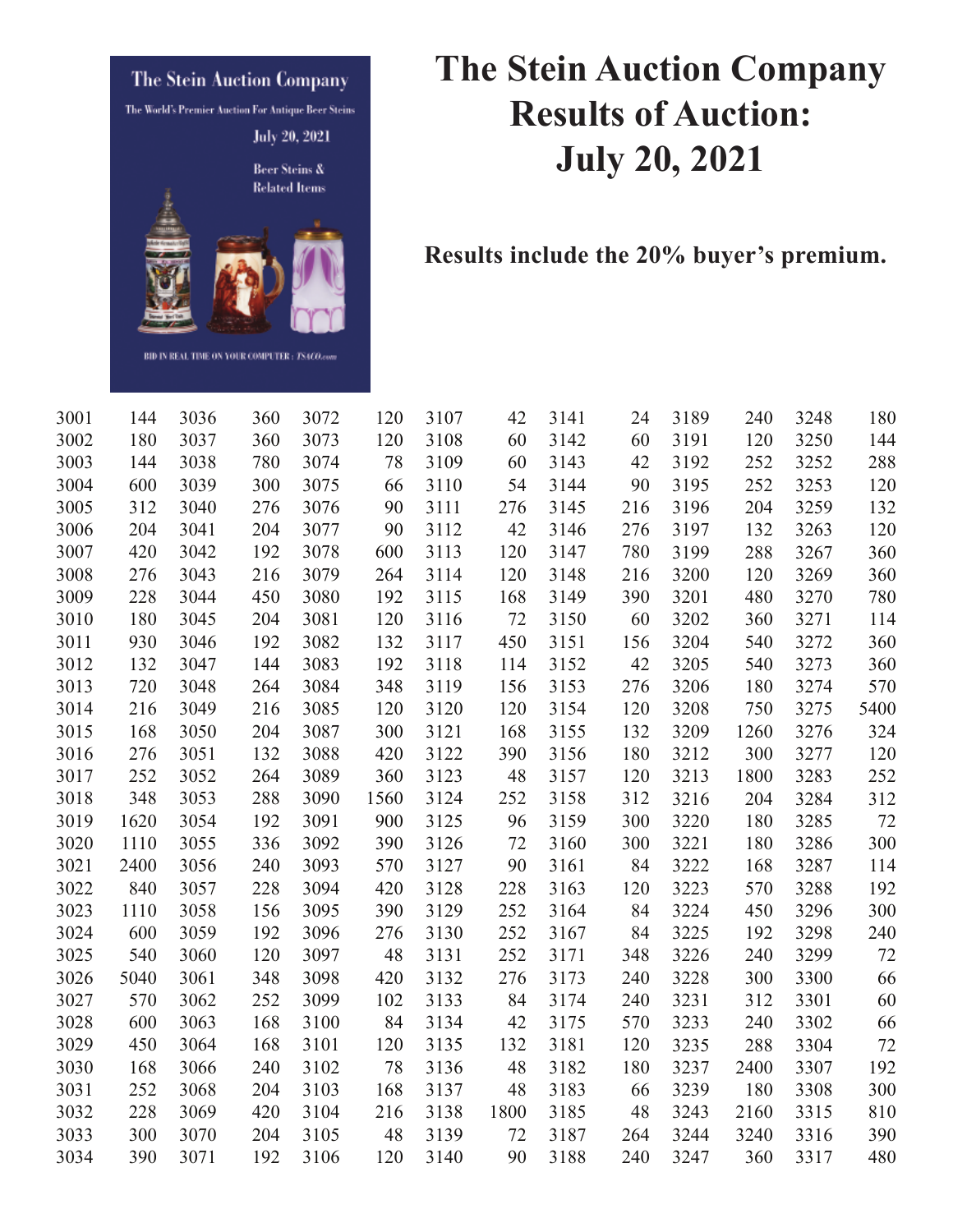# The Stein Auction Company Results of Auction: July 20, 2021

**Results include the 20% buyer's premium.**

| Lot | Price | Lot | Price | Lot | Price | Lot | Price | Lot | Price | Lot | Price | Lot | Price |
|---|---|---|---|---|---|---|---|---|---|---|---|---|---|
| 3001 | 144 | 3036 | 360 | 3072 | 120 | 3107 | 42 | 3141 | 24 | 3189 | 240 | 3248 | 180 |
| 3002 | 180 | 3037 | 360 | 3073 | 120 | 3108 | 60 | 3142 | 60 | 3191 | 120 | 3250 | 144 |
| 3003 | 144 | 3038 | 780 | 3074 | 78 | 3109 | 60 | 3143 | 42 | 3192 | 252 | 3252 | 288 |
| 3004 | 600 | 3039 | 300 | 3075 | 66 | 3110 | 54 | 3144 | 90 | 3195 | 252 | 3253 | 120 |
| 3005 | 312 | 3040 | 276 | 3076 | 90 | 3111 | 276 | 3145 | 216 | 3196 | 204 | 3259 | 132 |
| 3006 | 204 | 3041 | 204 | 3077 | 90 | 3112 | 42 | 3146 | 276 | 3197 | 132 | 3263 | 120 |
| 3007 | 420 | 3042 | 192 | 3078 | 600 | 3113 | 120 | 3147 | 780 | 3199 | 288 | 3267 | 360 |
| 3008 | 276 | 3043 | 216 | 3079 | 264 | 3114 | 120 | 3148 | 216 | 3200 | 120 | 3269 | 360 |
| 3009 | 228 | 3044 | 450 | 3080 | 192 | 3115 | 168 | 3149 | 390 | 3201 | 480 | 3270 | 780 |
| 3010 | 180 | 3045 | 204 | 3081 | 120 | 3116 | 72 | 3150 | 60 | 3202 | 360 | 3271 | 114 |
| 3011 | 930 | 3046 | 192 | 3082 | 132 | 3117 | 450 | 3151 | 156 | 3204 | 540 | 3272 | 360 |
| 3012 | 132 | 3047 | 144 | 3083 | 192 | 3118 | 114 | 3152 | 42 | 3205 | 540 | 3273 | 360 |
| 3013 | 720 | 3048 | 264 | 3084 | 348 | 3119 | 156 | 3153 | 276 | 3206 | 180 | 3274 | 570 |
| 3014 | 216 | 3049 | 216 | 3085 | 120 | 3120 | 120 | 3154 | 120 | 3208 | 750 | 3275 | 5400 |
| 3015 | 168 | 3050 | 204 | 3087 | 300 | 3121 | 168 | 3155 | 132 | 3209 | 1260 | 3276 | 324 |
| 3016 | 276 | 3051 | 132 | 3088 | 420 | 3122 | 390 | 3156 | 180 | 3212 | 300 | 3277 | 120 |
| 3017 | 252 | 3052 | 264 | 3089 | 360 | 3123 | 48 | 3157 | 120 | 3213 | 1800 | 3283 | 252 |
| 3018 | 348 | 3053 | 288 | 3090 | 1560 | 3124 | 252 | 3158 | 312 | 3216 | 204 | 3284 | 312 |
| 3019 | 1620 | 3054 | 192 | 3091 | 900 | 3125 | 96 | 3159 | 300 | 3220 | 180 | 3285 | 72 |
| 3020 | 1110 | 3055 | 336 | 3092 | 390 | 3126 | 72 | 3160 | 300 | 3221 | 180 | 3286 | 300 |
| 3021 | 2400 | 3056 | 240 | 3093 | 570 | 3127 | 90 | 3161 | 84 | 3222 | 168 | 3287 | 114 |
| 3022 | 840 | 3057 | 228 | 3094 | 420 | 3128 | 228 | 3163 | 120 | 3223 | 570 | 3288 | 192 |
| 3023 | 1110 | 3058 | 156 | 3095 | 390 | 3129 | 252 | 3164 | 84 | 3224 | 450 | 3296 | 300 |
| 3024 | 600 | 3059 | 192 | 3096 | 276 | 3130 | 252 | 3167 | 84 | 3225 | 192 | 3298 | 240 |
| 3025 | 540 | 3060 | 120 | 3097 | 48 | 3131 | 252 | 3171 | 348 | 3226 | 240 | 3299 | 72 |
| 3026 | 5040 | 3061 | 348 | 3098 | 420 | 3132 | 276 | 3173 | 240 | 3228 | 300 | 3300 | 66 |
| 3027 | 570 | 3062 | 252 | 3099 | 102 | 3133 | 84 | 3174 | 240 | 3231 | 312 | 3301 | 60 |
| 3028 | 600 | 3063 | 168 | 3100 | 84 | 3134 | 42 | 3175 | 570 | 3233 | 240 | 3302 | 66 |
| 3029 | 450 | 3064 | 168 | 3101 | 120 | 3135 | 132 | 3181 | 120 | 3235 | 288 | 3304 | 72 |
| 3030 | 168 | 3066 | 240 | 3102 | 78 | 3136 | 48 | 3182 | 180 | 3237 | 2400 | 3307 | 192 |
| 3031 | 252 | 3068 | 204 | 3103 | 168 | 3137 | 48 | 3183 | 66 | 3239 | 180 | 3308 | 300 |
| 3032 | 228 | 3069 | 420 | 3104 | 216 | 3138 | 1800 | 3185 | 48 | 3243 | 2160 | 3315 | 810 |
| 3033 | 300 | 3070 | 204 | 3105 | 48 | 3139 | 72 | 3187 | 264 | 3244 | 3240 | 3316 | 390 |
| 3034 | 390 | 3071 | 192 | 3106 | 120 | 3140 | 90 | 3188 | 240 | 3247 | 360 | 3317 | 480 |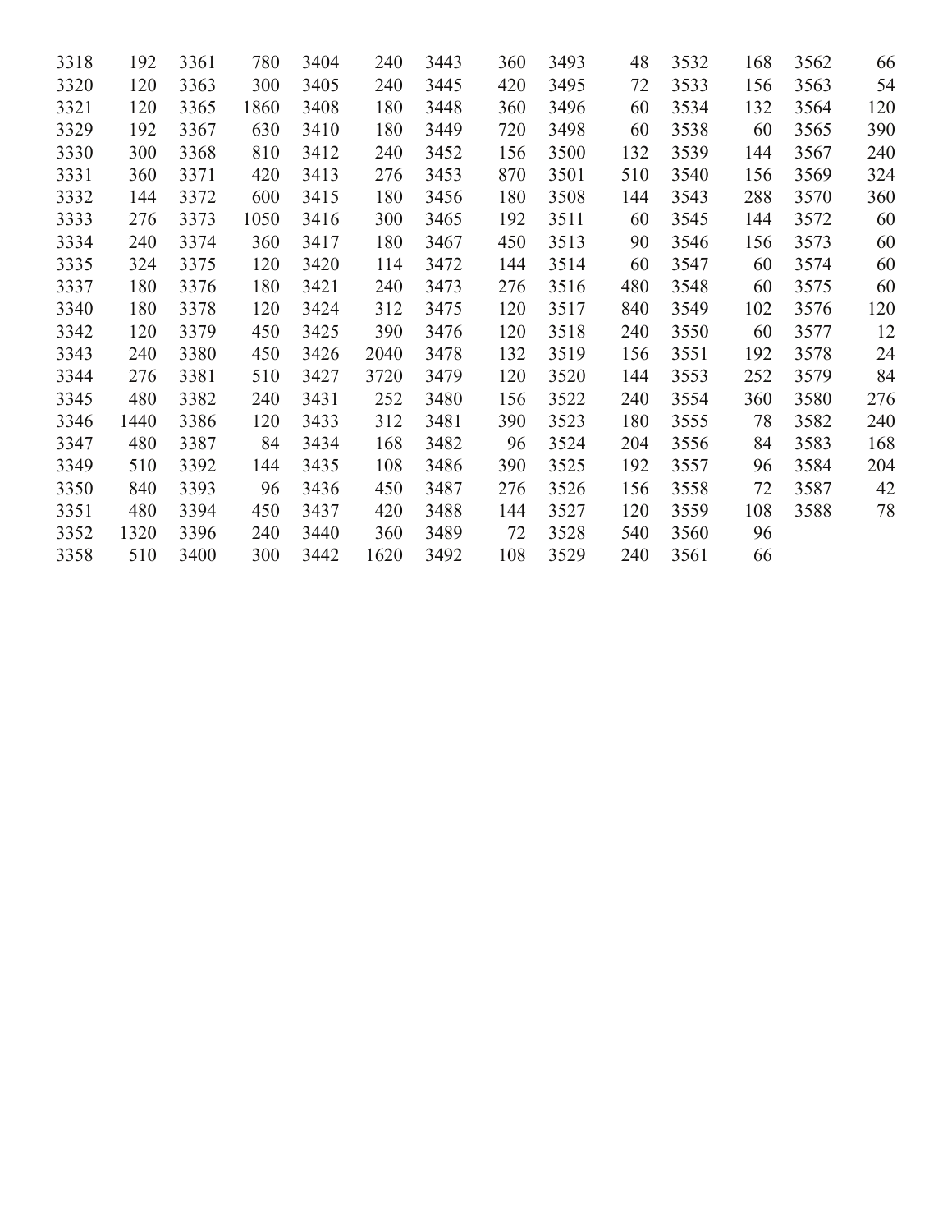| | | | | | | | | | | | | | |
|---|---|---|---|---|---|---|---|---|---|---|---|---|---|
| 3318 | 192 | 3361 | 780 | 3404 | 240 | 3443 | 360 | 3493 | 48 | 3532 | 168 | 3562 | 66 |
| 3320 | 120 | 3363 | 300 | 3405 | 240 | 3445 | 420 | 3495 | 72 | 3533 | 156 | 3563 | 54 |
| 3321 | 120 | 3365 | 1860 | 3408 | 180 | 3448 | 360 | 3496 | 60 | 3534 | 132 | 3564 | 120 |
| 3329 | 192 | 3367 | 630 | 3410 | 180 | 3449 | 720 | 3498 | 60 | 3538 | 60 | 3565 | 390 |
| 3330 | 300 | 3368 | 810 | 3412 | 240 | 3452 | 156 | 3500 | 132 | 3539 | 144 | 3567 | 240 |
| 3331 | 360 | 3371 | 420 | 3413 | 276 | 3453 | 870 | 3501 | 510 | 3540 | 156 | 3569 | 324 |
| 3332 | 144 | 3372 | 600 | 3415 | 180 | 3456 | 180 | 3508 | 144 | 3543 | 288 | 3570 | 360 |
| 3333 | 276 | 3373 | 1050 | 3416 | 300 | 3465 | 192 | 3511 | 60 | 3545 | 144 | 3572 | 60 |
| 3334 | 240 | 3374 | 360 | 3417 | 180 | 3467 | 450 | 3513 | 90 | 3546 | 156 | 3573 | 60 |
| 3335 | 324 | 3375 | 120 | 3420 | 114 | 3472 | 144 | 3514 | 60 | 3547 | 60 | 3574 | 60 |
| 3337 | 180 | 3376 | 180 | 3421 | 240 | 3473 | 276 | 3516 | 480 | 3548 | 60 | 3575 | 60 |
| 3340 | 180 | 3378 | 120 | 3424 | 312 | 3475 | 120 | 3517 | 840 | 3549 | 102 | 3576 | 120 |
| 3342 | 120 | 3379 | 450 | 3425 | 390 | 3476 | 120 | 3518 | 240 | 3550 | 60 | 3577 | 12 |
| 3343 | 240 | 3380 | 450 | 3426 | 2040 | 3478 | 132 | 3519 | 156 | 3551 | 192 | 3578 | 24 |
| 3344 | 276 | 3381 | 510 | 3427 | 3720 | 3479 | 120 | 3520 | 144 | 3553 | 252 | 3579 | 84 |
| 3345 | 480 | 3382 | 240 | 3431 | 252 | 3480 | 156 | 3522 | 240 | 3554 | 360 | 3580 | 276 |
| 3346 | 1440 | 3386 | 120 | 3433 | 312 | 3481 | 390 | 3523 | 180 | 3555 | 78 | 3582 | 240 |
| 3347 | 480 | 3387 | 84 | 3434 | 168 | 3482 | 96 | 3524 | 204 | 3556 | 84 | 3583 | 168 |
| 3349 | 510 | 3392 | 144 | 3435 | 108 | 3486 | 390 | 3525 | 192 | 3557 | 96 | 3584 | 204 |
| 3350 | 840 | 3393 | 96 | 3436 | 450 | 3487 | 276 | 3526 | 156 | 3558 | 72 | 3587 | 42 |
| 3351 | 480 | 3394 | 450 | 3437 | 420 | 3488 | 144 | 3527 | 120 | 3559 | 108 | 3588 | 78 |
| 3352 | 1320 | 3396 | 240 | 3440 | 360 | 3489 | 72 | 3528 | 540 | 3560 | 96 | | |
| 3358 | 510 | 3400 | 300 | 3442 | 1620 | 3492 | 108 | 3529 | 240 | 3561 | 66 | | |